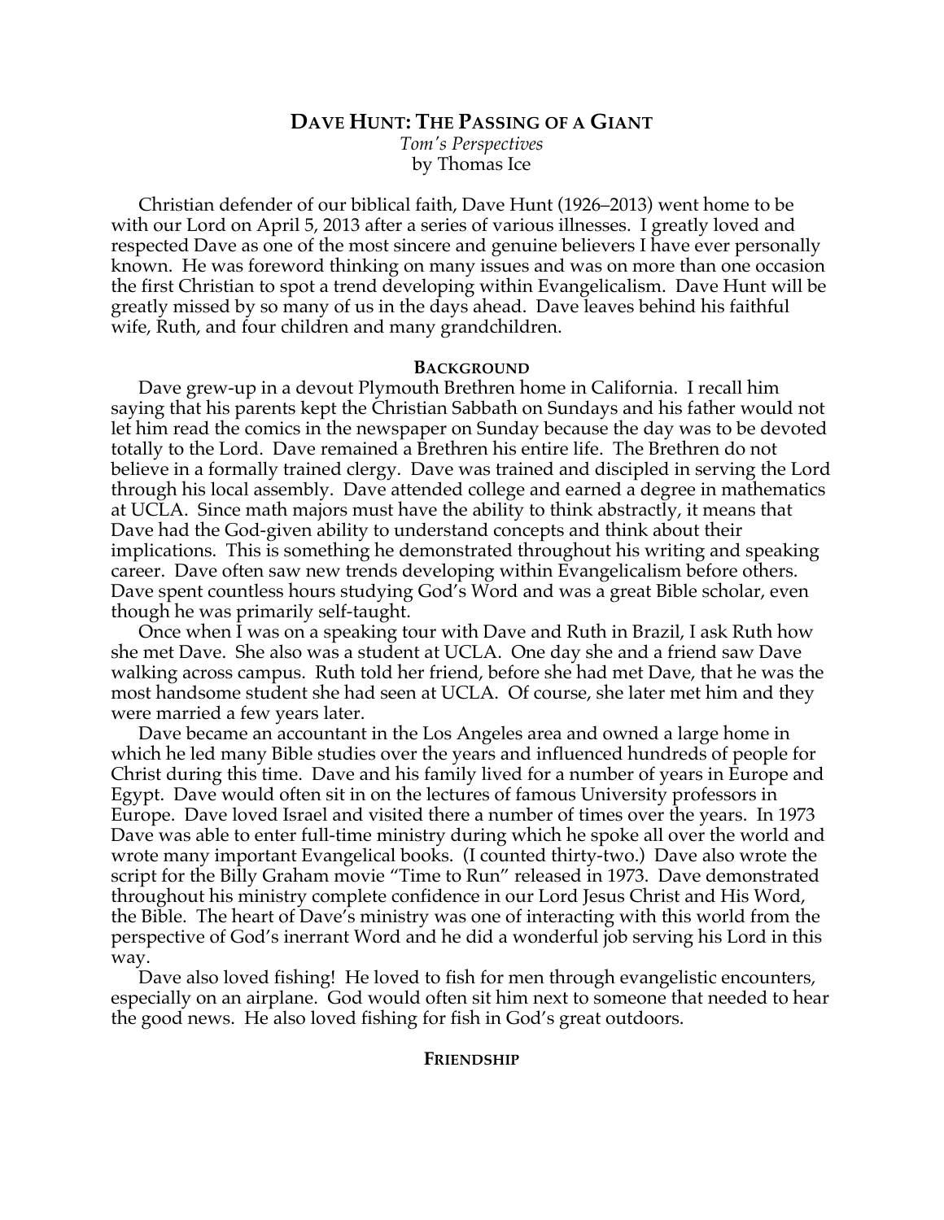# Dave Hunt: The Passing of a Giant

*Tom's Perspectives*
by Thomas Ice

Christian defender of our biblical faith, Dave Hunt (1926–2013) went home to be with our Lord on April 5, 2013 after a series of various illnesses. I greatly loved and respected Dave as one of the most sincere and genuine believers I have ever personally known. He was foreword thinking on many issues and was on more than one occasion the first Christian to spot a trend developing within Evangelicalism. Dave Hunt will be greatly missed by so many of us in the days ahead. Dave leaves behind his faithful wife, Ruth, and four children and many grandchildren.

## Background

Dave grew-up in a devout Plymouth Brethren home in California. I recall him saying that his parents kept the Christian Sabbath on Sundays and his father would not let him read the comics in the newspaper on Sunday because the day was to be devoted totally to the Lord. Dave remained a Brethren his entire life. The Brethren do not believe in a formally trained clergy. Dave was trained and discipled in serving the Lord through his local assembly. Dave attended college and earned a degree in mathematics at UCLA. Since math majors must have the ability to think abstractly, it means that Dave had the God-given ability to understand concepts and think about their implications. This is something he demonstrated throughout his writing and speaking career. Dave often saw new trends developing within Evangelicalism before others. Dave spent countless hours studying God's Word and was a great Bible scholar, even though he was primarily self-taught.

Once when I was on a speaking tour with Dave and Ruth in Brazil, I ask Ruth how she met Dave. She also was a student at UCLA. One day she and a friend saw Dave walking across campus. Ruth told her friend, before she had met Dave, that he was the most handsome student she had seen at UCLA. Of course, she later met him and they were married a few years later.

Dave became an accountant in the Los Angeles area and owned a large home in which he led many Bible studies over the years and influenced hundreds of people for Christ during this time. Dave and his family lived for a number of years in Europe and Egypt. Dave would often sit in on the lectures of famous University professors in Europe. Dave loved Israel and visited there a number of times over the years. In 1973 Dave was able to enter full-time ministry during which he spoke all over the world and wrote many important Evangelical books. (I counted thirty-two.) Dave also wrote the script for the Billy Graham movie "Time to Run" released in 1973. Dave demonstrated throughout his ministry complete confidence in our Lord Jesus Christ and His Word, the Bible. The heart of Dave's ministry was one of interacting with this world from the perspective of God's inerrant Word and he did a wonderful job serving his Lord in this way.

Dave also loved fishing! He loved to fish for men through evangelistic encounters, especially on an airplane. God would often sit him next to someone that needed to hear the good news. He also loved fishing for fish in God's great outdoors.

## Friendship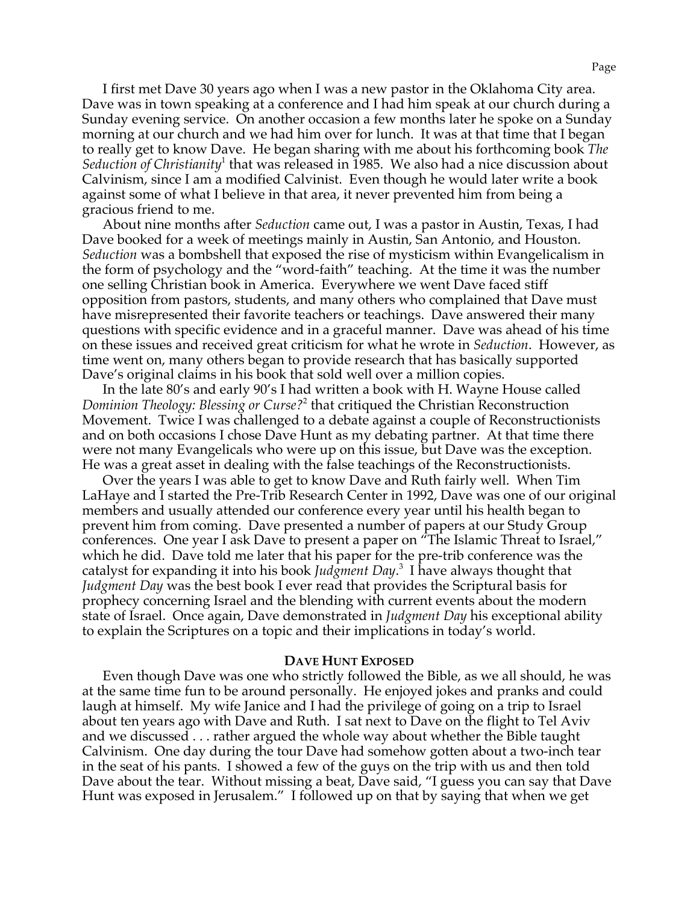I first met Dave 30 years ago when I was a new pastor in the Oklahoma City area. Dave was in town speaking at a conference and I had him speak at our church during a Sunday evening service. On another occasion a few months later he spoke on a Sunday morning at our church and we had him over for lunch. It was at that time that I began to really get to know Dave. He began sharing with me about his forthcoming book *The Seduction of Christianity*[1] that was released in 1985. We also had a nice discussion about Calvinism, since I am a modified Calvinist. Even though he would later write a book against some of what I believe in that area, it never prevented him from being a gracious friend to me.

About nine months after *Seduction* came out, I was a pastor in Austin, Texas, I had Dave booked for a week of meetings mainly in Austin, San Antonio, and Houston. *Seduction* was a bombshell that exposed the rise of mysticism within Evangelicalism in the form of psychology and the "word-faith" teaching. At the time it was the number one selling Christian book in America. Everywhere we went Dave faced stiff opposition from pastors, students, and many others who complained that Dave must have misrepresented their favorite teachers or teachings. Dave answered their many questions with specific evidence and in a graceful manner. Dave was ahead of his time on these issues and received great criticism for what he wrote in *Seduction*. However, as time went on, many others began to provide research that has basically supported Dave's original claims in his book that sold well over a million copies.

In the late 80's and early 90's I had written a book with H. Wayne House called *Dominion Theology: Blessing or Curse?*[2] that critiqued the Christian Reconstruction Movement. Twice I was challenged to a debate against a couple of Reconstructionists and on both occasions I chose Dave Hunt as my debating partner. At that time there were not many Evangelicals who were up on this issue, but Dave was the exception. He was a great asset in dealing with the false teachings of the Reconstructionists.

Over the years I was able to get to know Dave and Ruth fairly well. When Tim LaHaye and I started the Pre-Trib Research Center in 1992, Dave was one of our original members and usually attended our conference every year until his health began to prevent him from coming. Dave presented a number of papers at our Study Group conferences. One year I ask Dave to present a paper on "The Islamic Threat to Israel," which he did. Dave told me later that his paper for the pre-trib conference was the catalyst for expanding it into his book *Judgment Day*.[3] I have always thought that *Judgment Day* was the best book I ever read that provides the Scriptural basis for prophecy concerning Israel and the blending with current events about the modern state of Israel. Once again, Dave demonstrated in *Judgment Day* his exceptional ability to explain the Scriptures on a topic and their implications in today's world.

## DAVE HUNT EXPOSED

Even though Dave was one who strictly followed the Bible, as we all should, he was at the same time fun to be around personally. He enjoyed jokes and pranks and could laugh at himself. My wife Janice and I had the privilege of going on a trip to Israel about ten years ago with Dave and Ruth. I sat next to Dave on the flight to Tel Aviv and we discussed . . . rather argued the whole way about whether the Bible taught Calvinism. One day during the tour Dave had somehow gotten about a two-inch tear in the seat of his pants. I showed a few of the guys on the trip with us and then told Dave about the tear. Without missing a beat, Dave said, "I guess you can say that Dave Hunt was exposed in Jerusalem." I followed up on that by saying that when we get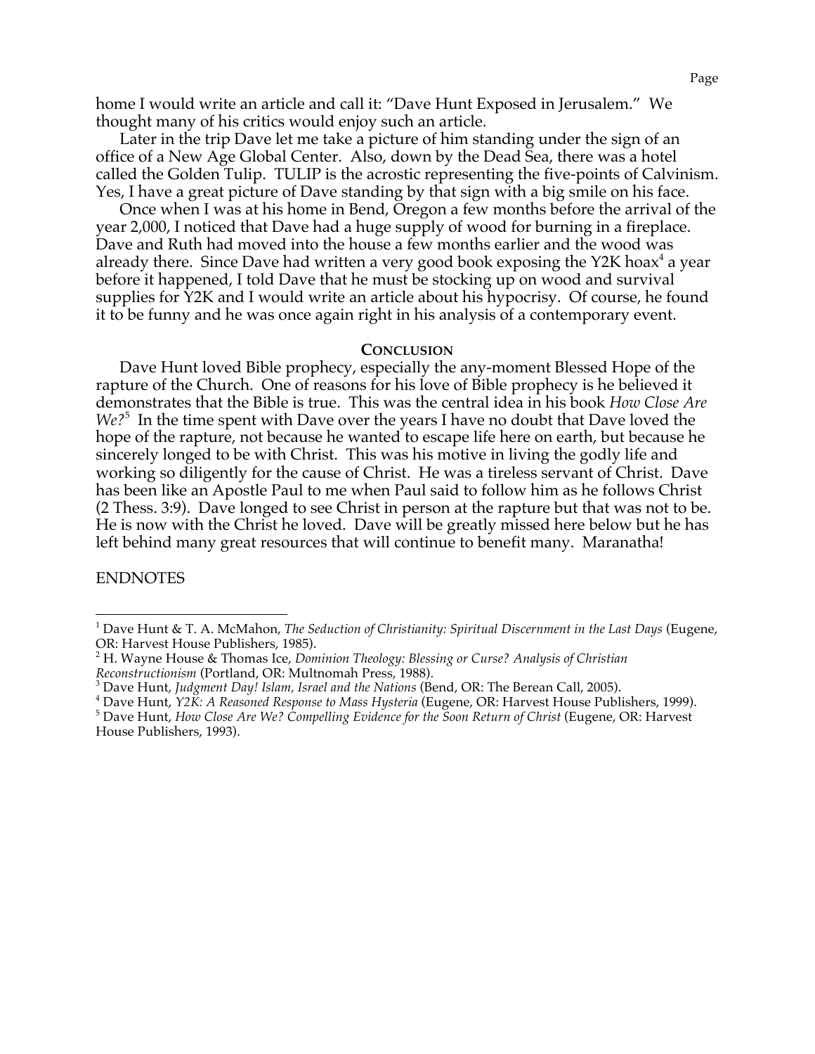home I would write an article and call it: "Dave Hunt Exposed in Jerusalem." We thought many of his critics would enjoy such an article.

Later in the trip Dave let me take a picture of him standing under the sign of an office of a New Age Global Center. Also, down by the Dead Sea, there was a hotel called the Golden Tulip. TULIP is the acrostic representing the five-points of Calvinism. Yes, I have a great picture of Dave standing by that sign with a big smile on his face.

Once when I was at his home in Bend, Oregon a few months before the arrival of the year 2,000, I noticed that Dave had a huge supply of wood for burning in a fireplace. Dave and Ruth had moved into the house a few months earlier and the wood was already there. Since Dave had written a very good book exposing the Y2K hoax[4] a year before it happened, I told Dave that he must be stocking up on wood and survival supplies for Y2K and I would write an article about his hypocrisy. Of course, he found it to be funny and he was once again right in his analysis of a contemporary event.

## CONCLUSION

Dave Hunt loved Bible prophecy, especially the any-moment Blessed Hope of the rapture of the Church. One of reasons for his love of Bible prophecy is he believed it demonstrates that the Bible is true. This was the central idea in his book *How Close Are We?*[5] In the time spent with Dave over the years I have no doubt that Dave loved the hope of the rapture, not because he wanted to escape life here on earth, but because he sincerely longed to be with Christ. This was his motive in living the godly life and working so diligently for the cause of Christ. He was a tireless servant of Christ. Dave has been like an Apostle Paul to me when Paul said to follow him as he follows Christ (2 Thess. 3:9). Dave longed to see Christ in person at the rapture but that was not to be. He is now with the Christ he loved. Dave will be greatly missed here below but he has left behind many great resources that will continue to benefit many. Maranatha!

ENDNOTES

[1] Dave Hunt & T. A. McMahon, *The Seduction of Christianity: Spiritual Discernment in the Last Days* (Eugene, OR: Harvest House Publishers, 1985).

[2] H. Wayne House & Thomas Ice, *Dominion Theology: Blessing or Curse? Analysis of Christian Reconstructionism* (Portland, OR: Multnomah Press, 1988).

[3] Dave Hunt, *Judgment Day! Islam, Israel and the Nations* (Bend, OR: The Berean Call, 2005).

[4] Dave Hunt, *Y2K: A Reasoned Response to Mass Hysteria* (Eugene, OR: Harvest House Publishers, 1999).

[5] Dave Hunt, *How Close Are We? Compelling Evidence for the Soon Return of Christ* (Eugene, OR: Harvest House Publishers, 1993).